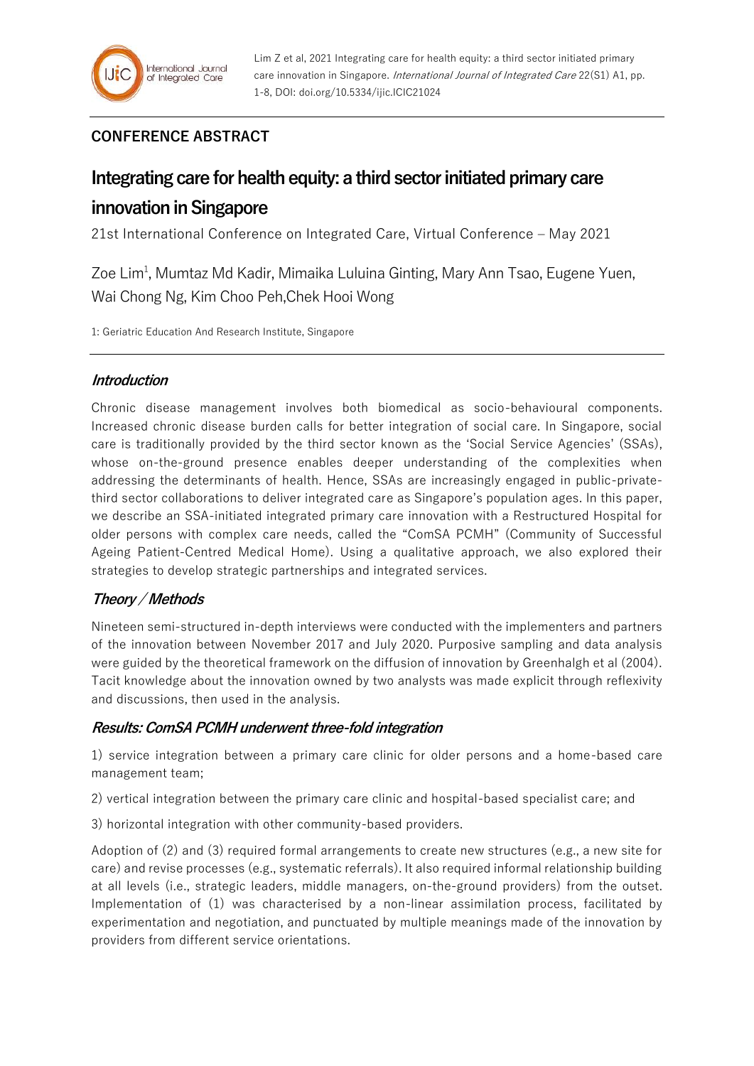Lim Z et al, 2021 Integrating care for health equity: a third sector initiated primary care innovation in Singapore. *International Journal of Integrated Care* 22(S1) A1, pp. 1-8, DOI: doi.org/10.5334/ijic.ICIC21024

## CONFERENCE ABSTRACT

# Integrating care for health equity: a third sector initiated primary care innovation in Singapore

21st International Conference on Integrated Care, Virtual Conference – May 2021

Zoe Lim[1], Mumtaz Md Kadir, Mimaika Luluina Ginting, Mary Ann Tsao, Eugene Yuen, Wai Chong Ng, Kim Choo Peh,Chek Hooi Wong

1: Geriatric Education And Research Institute, Singapore

### *Introduction*

Chronic disease management involves both biomedical as socio-behavioural components. Increased chronic disease burden calls for better integration of social care. In Singapore, social care is traditionally provided by the third sector known as the 'Social Service Agencies' (SSAs), whose on-the-ground presence enables deeper understanding of the complexities when addressing the determinants of health. Hence, SSAs are increasingly engaged in public-private-third sector collaborations to deliver integrated care as Singapore's population ages. In this paper, we describe an SSA-initiated integrated primary care innovation with a Restructured Hospital for older persons with complex care needs, called the "ComSA PCMH" (Community of Successful Ageing Patient-Centred Medical Home). Using a qualitative approach, we also explored their strategies to develop strategic partnerships and integrated services.

### *Theory / Methods*

Nineteen semi-structured in-depth interviews were conducted with the implementers and partners of the innovation between November 2017 and July 2020. Purposive sampling and data analysis were guided by the theoretical framework on the diffusion of innovation by Greenhalgh et al (2004). Tacit knowledge about the innovation owned by two analysts was made explicit through reflexivity and discussions, then used in the analysis.

### *Results: ComSA PCMH underwent three-fold integration*

1) service integration between a primary care clinic for older persons and a home-based care management team;

2) vertical integration between the primary care clinic and hospital-based specialist care; and

3) horizontal integration with other community-based providers.

Adoption of (2) and (3) required formal arrangements to create new structures (e.g., a new site for care) and revise processes (e.g., systematic referrals). It also required informal relationship building at all levels (i.e., strategic leaders, middle managers, on-the-ground providers) from the outset. Implementation of (1) was characterised by a non-linear assimilation process, facilitated by experimentation and negotiation, and punctuated by multiple meanings made of the innovation by providers from different service orientations.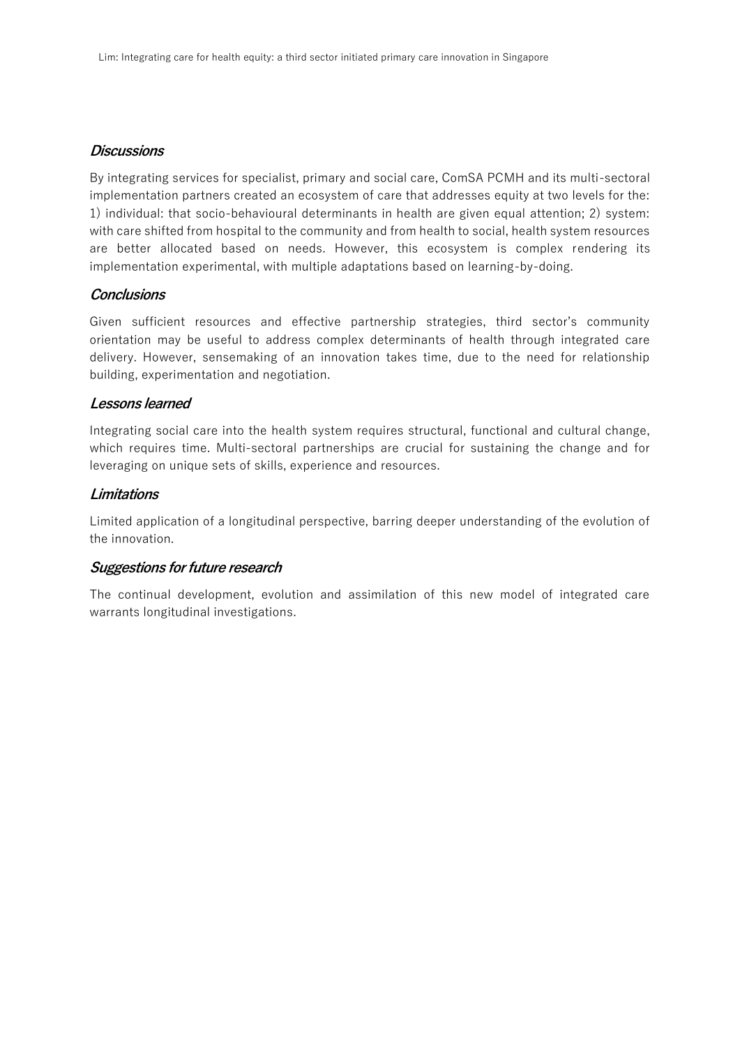### *Discussions*

By integrating services for specialist, primary and social care, ComSA PCMH and its multi-sectoral implementation partners created an ecosystem of care that addresses equity at two levels for the: 1) individual: that socio-behavioural determinants in health are given equal attention; 2) system: with care shifted from hospital to the community and from health to social, health system resources are better allocated based on needs. However, this ecosystem is complex rendering its implementation experimental, with multiple adaptations based on learning-by-doing.

### *Conclusions*

Given sufficient resources and effective partnership strategies, third sector's community orientation may be useful to address complex determinants of health through integrated care delivery. However, sensemaking of an innovation takes time, due to the need for relationship building, experimentation and negotiation.

### *Lessons learned*

Integrating social care into the health system requires structural, functional and cultural change, which requires time. Multi-sectoral partnerships are crucial for sustaining the change and for leveraging on unique sets of skills, experience and resources.

### *Limitations*

Limited application of a longitudinal perspective, barring deeper understanding of the evolution of the innovation.

### *Suggestions for future research*

The continual development, evolution and assimilation of this new model of integrated care warrants longitudinal investigations.